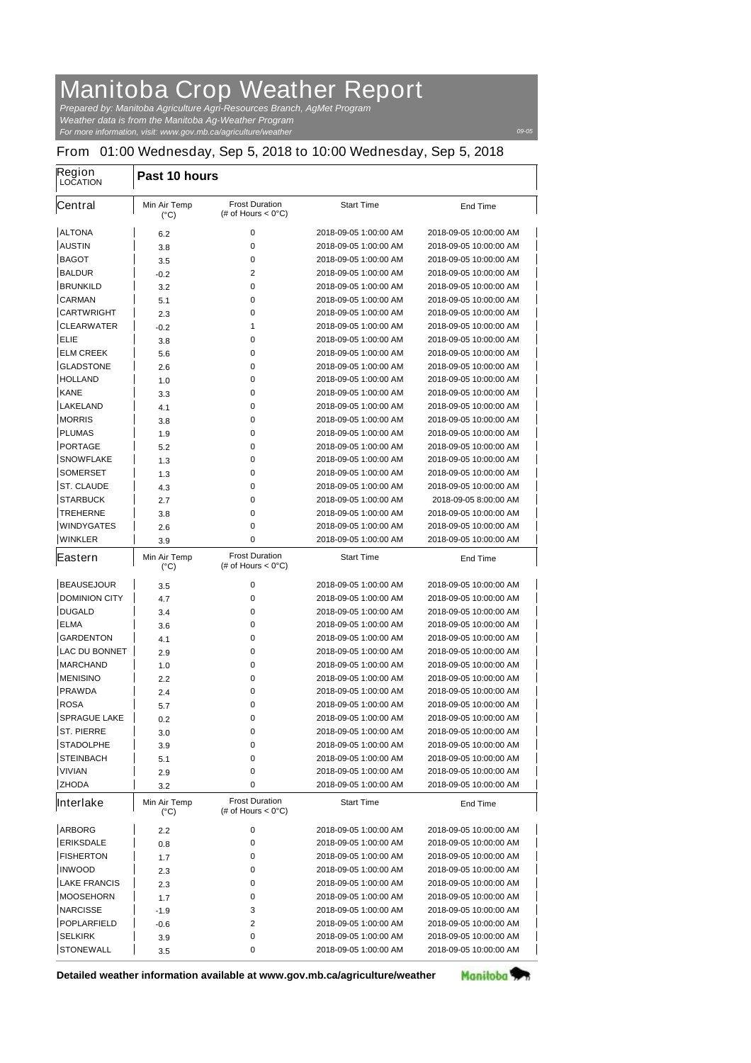# Manitoba Crop Weather Report

*Prepared by: Manitoba Agriculture Agri-Resources Branch, AgMet Program*
*Weather data is from the Manitoba Ag-Weather Program*
*For more information, visit: www.gov.mb.ca/agriculture/weather*

09-05

## From 01:00 Wednesday, Sep 5, 2018 to 10:00 Wednesday, Sep 5, 2018

| Region / LOCATION | Past 10 hours | | | |
|---|---|---|---|---|
| **Central** | Min Air Temp (°C) | Frost Duration (# of Hours < 0°C) | Start Time | End Time |
| ALTONA | 6.2 | 0 | 2018-09-05 1:00:00 AM | 2018-09-05 10:00:00 AM |
| AUSTIN | 3.8 | 0 | 2018-09-05 1:00:00 AM | 2018-09-05 10:00:00 AM |
| BAGOT | 3.5 | 0 | 2018-09-05 1:00:00 AM | 2018-09-05 10:00:00 AM |
| BALDUR | -0.2 | 2 | 2018-09-05 1:00:00 AM | 2018-09-05 10:00:00 AM |
| BRUNKILD | 3.2 | 0 | 2018-09-05 1:00:00 AM | 2018-09-05 10:00:00 AM |
| CARMAN | 5.1 | 0 | 2018-09-05 1:00:00 AM | 2018-09-05 10:00:00 AM |
| CARTWRIGHT | 2.3 | 0 | 2018-09-05 1:00:00 AM | 2018-09-05 10:00:00 AM |
| CLEARWATER | -0.2 | 1 | 2018-09-05 1:00:00 AM | 2018-09-05 10:00:00 AM |
| ELIE | 3.8 | 0 | 2018-09-05 1:00:00 AM | 2018-09-05 10:00:00 AM |
| ELM CREEK | 5.6 | 0 | 2018-09-05 1:00:00 AM | 2018-09-05 10:00:00 AM |
| GLADSTONE | 2.6 | 0 | 2018-09-05 1:00:00 AM | 2018-09-05 10:00:00 AM |
| HOLLAND | 1.0 | 0 | 2018-09-05 1:00:00 AM | 2018-09-05 10:00:00 AM |
| KANE | 3.3 | 0 | 2018-09-05 1:00:00 AM | 2018-09-05 10:00:00 AM |
| LAKELAND | 4.1 | 0 | 2018-09-05 1:00:00 AM | 2018-09-05 10:00:00 AM |
| MORRIS | 3.8 | 0 | 2018-09-05 1:00:00 AM | 2018-09-05 10:00:00 AM |
| PLUMAS | 1.9 | 0 | 2018-09-05 1:00:00 AM | 2018-09-05 10:00:00 AM |
| PORTAGE | 5.2 | 0 | 2018-09-05 1:00:00 AM | 2018-09-05 10:00:00 AM |
| SNOWFLAKE | 1.3 | 0 | 2018-09-05 1:00:00 AM | 2018-09-05 10:00:00 AM |
| SOMERSET | 1.3 | 0 | 2018-09-05 1:00:00 AM | 2018-09-05 10:00:00 AM |
| ST. CLAUDE | 4.3 | 0 | 2018-09-05 1:00:00 AM | 2018-09-05 10:00:00 AM |
| STARBUCK | 2.7 | 0 | 2018-09-05 1:00:00 AM | 2018-09-05 8:00:00 AM |
| TREHERNE | 3.8 | 0 | 2018-09-05 1:00:00 AM | 2018-09-05 10:00:00 AM |
| WINDYGATES | 2.6 | 0 | 2018-09-05 1:00:00 AM | 2018-09-05 10:00:00 AM |
| WINKLER | 3.9 | 0 | 2018-09-05 1:00:00 AM | 2018-09-05 10:00:00 AM |
| **Eastern** | Min Air Temp (°C) | Frost Duration (# of Hours < 0°C) | Start Time | End Time |
| BEAUSEJOUR | 3.5 | 0 | 2018-09-05 1:00:00 AM | 2018-09-05 10:00:00 AM |
| DOMINION CITY | 4.7 | 0 | 2018-09-05 1:00:00 AM | 2018-09-05 10:00:00 AM |
| DUGALD | 3.4 | 0 | 2018-09-05 1:00:00 AM | 2018-09-05 10:00:00 AM |
| ELMA | 3.6 | 0 | 2018-09-05 1:00:00 AM | 2018-09-05 10:00:00 AM |
| GARDENTON | 4.1 | 0 | 2018-09-05 1:00:00 AM | 2018-09-05 10:00:00 AM |
| LAC DU BONNET | 2.9 | 0 | 2018-09-05 1:00:00 AM | 2018-09-05 10:00:00 AM |
| MARCHAND | 1.0 | 0 | 2018-09-05 1:00:00 AM | 2018-09-05 10:00:00 AM |
| MENISINO | 2.2 | 0 | 2018-09-05 1:00:00 AM | 2018-09-05 10:00:00 AM |
| PRAWDA | 2.4 | 0 | 2018-09-05 1:00:00 AM | 2018-09-05 10:00:00 AM |
| ROSA | 5.7 | 0 | 2018-09-05 1:00:00 AM | 2018-09-05 10:00:00 AM |
| SPRAGUE LAKE | 0.2 | 0 | 2018-09-05 1:00:00 AM | 2018-09-05 10:00:00 AM |
| ST. PIERRE | 3.0 | 0 | 2018-09-05 1:00:00 AM | 2018-09-05 10:00:00 AM |
| STADOLPHE | 3.9 | 0 | 2018-09-05 1:00:00 AM | 2018-09-05 10:00:00 AM |
| STEINBACH | 5.1 | 0 | 2018-09-05 1:00:00 AM | 2018-09-05 10:00:00 AM |
| VIVIAN | 2.9 | 0 | 2018-09-05 1:00:00 AM | 2018-09-05 10:00:00 AM |
| ZHODA | 3.2 | 0 | 2018-09-05 1:00:00 AM | 2018-09-05 10:00:00 AM |
| **Interlake** | Min Air Temp (°C) | Frost Duration (# of Hours < 0°C) | Start Time | End Time |
| ARBORG | 2.2 | 0 | 2018-09-05 1:00:00 AM | 2018-09-05 10:00:00 AM |
| ERIKSDALE | 0.8 | 0 | 2018-09-05 1:00:00 AM | 2018-09-05 10:00:00 AM |
| FISHERTON | 1.7 | 0 | 2018-09-05 1:00:00 AM | 2018-09-05 10:00:00 AM |
| INWOOD | 2.3 | 0 | 2018-09-05 1:00:00 AM | 2018-09-05 10:00:00 AM |
| LAKE FRANCIS | 2.3 | 0 | 2018-09-05 1:00:00 AM | 2018-09-05 10:00:00 AM |
| MOOSEHORN | 1.7 | 0 | 2018-09-05 1:00:00 AM | 2018-09-05 10:00:00 AM |
| NARCISSE | -1.9 | 3 | 2018-09-05 1:00:00 AM | 2018-09-05 10:00:00 AM |
| POPLARFIELD | -0.6 | 2 | 2018-09-05 1:00:00 AM | 2018-09-05 10:00:00 AM |
| SELKIRK | 3.9 | 0 | 2018-09-05 1:00:00 AM | 2018-09-05 10:00:00 AM |
| STONEWALL | 3.5 | 0 | 2018-09-05 1:00:00 AM | 2018-09-05 10:00:00 AM |

**Detailed weather information available at www.gov.mb.ca/agriculture/weather**

Manitoba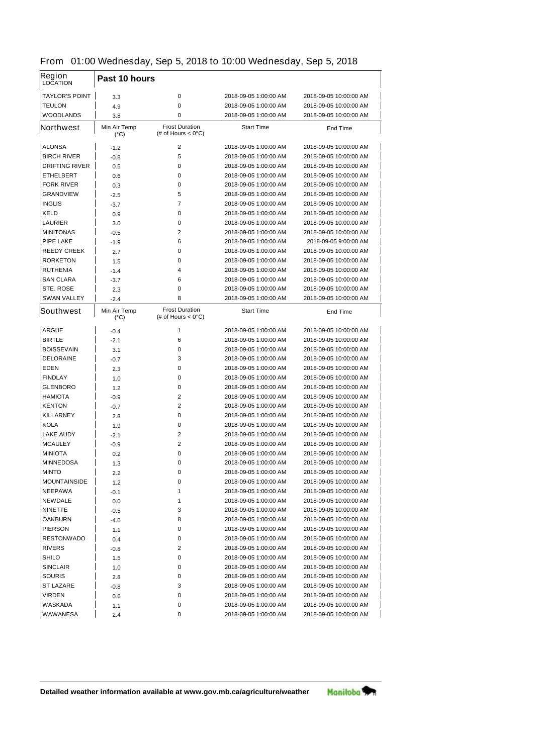From 01:00 Wednesday, Sep 5, 2018 to 10:00 Wednesday, Sep 5, 2018

| Region LOCATION | Past 10 hours | | | |
|---|---|---|---|---|
| TAYLOR'S POINT | 3.3 | 0 | 2018-09-05 1:00:00 AM | 2018-09-05 10:00:00 AM |
| TEULON | 4.9 | 0 | 2018-09-05 1:00:00 AM | 2018-09-05 10:00:00 AM |
| WOODLANDS | 3.8 | 0 | 2018-09-05 1:00:00 AM | 2018-09-05 10:00:00 AM |
| **Northwest** | Min Air Temp (°C) | Frost Duration (# of Hours < 0°C) | Start Time | End Time |
| ALONSA | -1.2 | 2 | 2018-09-05 1:00:00 AM | 2018-09-05 10:00:00 AM |
| BIRCH RIVER | -0.8 | 5 | 2018-09-05 1:00:00 AM | 2018-09-05 10:00:00 AM |
| DRIFTING RIVER | 0.5 | 0 | 2018-09-05 1:00:00 AM | 2018-09-05 10:00:00 AM |
| ETHELBERT | 0.6 | 0 | 2018-09-05 1:00:00 AM | 2018-09-05 10:00:00 AM |
| FORK RIVER | 0.3 | 0 | 2018-09-05 1:00:00 AM | 2018-09-05 10:00:00 AM |
| GRANDVIEW | -2.5 | 5 | 2018-09-05 1:00:00 AM | 2018-09-05 10:00:00 AM |
| INGLIS | -3.7 | 7 | 2018-09-05 1:00:00 AM | 2018-09-05 10:00:00 AM |
| KELD | 0.9 | 0 | 2018-09-05 1:00:00 AM | 2018-09-05 10:00:00 AM |
| LAURIER | 3.0 | 0 | 2018-09-05 1:00:00 AM | 2018-09-05 10:00:00 AM |
| MINITONAS | -0.5 | 2 | 2018-09-05 1:00:00 AM | 2018-09-05 10:00:00 AM |
| PIPE LAKE | -1.9 | 6 | 2018-09-05 1:00:00 AM | 2018-09-05 9:00:00 AM |
| REEDY CREEK | 2.7 | 0 | 2018-09-05 1:00:00 AM | 2018-09-05 10:00:00 AM |
| RORKETON | 1.5 | 0 | 2018-09-05 1:00:00 AM | 2018-09-05 10:00:00 AM |
| RUTHENIA | -1.4 | 4 | 2018-09-05 1:00:00 AM | 2018-09-05 10:00:00 AM |
| SAN CLARA | -3.7 | 6 | 2018-09-05 1:00:00 AM | 2018-09-05 10:00:00 AM |
| STE. ROSE | 2.3 | 0 | 2018-09-05 1:00:00 AM | 2018-09-05 10:00:00 AM |
| SWAN VALLEY | -2.4 | 8 | 2018-09-05 1:00:00 AM | 2018-09-05 10:00:00 AM |
| **Southwest** | Min Air Temp (°C) | Frost Duration (# of Hours < 0°C) | Start Time | End Time |
| ARGUE | -0.4 | 1 | 2018-09-05 1:00:00 AM | 2018-09-05 10:00:00 AM |
| BIRTLE | -2.1 | 6 | 2018-09-05 1:00:00 AM | 2018-09-05 10:00:00 AM |
| BOISSEVAIN | 3.1 | 0 | 2018-09-05 1:00:00 AM | 2018-09-05 10:00:00 AM |
| DELORAINE | -0.7 | 3 | 2018-09-05 1:00:00 AM | 2018-09-05 10:00:00 AM |
| EDEN | 2.3 | 0 | 2018-09-05 1:00:00 AM | 2018-09-05 10:00:00 AM |
| FINDLAY | 1.0 | 0 | 2018-09-05 1:00:00 AM | 2018-09-05 10:00:00 AM |
| GLENBORO | 1.2 | 0 | 2018-09-05 1:00:00 AM | 2018-09-05 10:00:00 AM |
| HAMIOTA | -0.9 | 2 | 2018-09-05 1:00:00 AM | 2018-09-05 10:00:00 AM |
| KENTON | -0.7 | 2 | 2018-09-05 1:00:00 AM | 2018-09-05 10:00:00 AM |
| KILLARNEY | 2.8 | 0 | 2018-09-05 1:00:00 AM | 2018-09-05 10:00:00 AM |
| KOLA | 1.9 | 0 | 2018-09-05 1:00:00 AM | 2018-09-05 10:00:00 AM |
| LAKE AUDY | -2.1 | 2 | 2018-09-05 1:00:00 AM | 2018-09-05 10:00:00 AM |
| MCAULEY | -0.9 | 2 | 2018-09-05 1:00:00 AM | 2018-09-05 10:00:00 AM |
| MINIOTA | 0.2 | 0 | 2018-09-05 1:00:00 AM | 2018-09-05 10:00:00 AM |
| MINNEDOSA | 1.3 | 0 | 2018-09-05 1:00:00 AM | 2018-09-05 10:00:00 AM |
| MINTO | 2.2 | 0 | 2018-09-05 1:00:00 AM | 2018-09-05 10:00:00 AM |
| MOUNTAINSIDE | 1.2 | 0 | 2018-09-05 1:00:00 AM | 2018-09-05 10:00:00 AM |
| NEEPAWA | -0.1 | 1 | 2018-09-05 1:00:00 AM | 2018-09-05 10:00:00 AM |
| NEWDALE | 0.0 | 1 | 2018-09-05 1:00:00 AM | 2018-09-05 10:00:00 AM |
| NINETTE | -0.5 | 3 | 2018-09-05 1:00:00 AM | 2018-09-05 10:00:00 AM |
| OAKBURN | -4.0 | 8 | 2018-09-05 1:00:00 AM | 2018-09-05 10:00:00 AM |
| PIERSON | 1.1 | 0 | 2018-09-05 1:00:00 AM | 2018-09-05 10:00:00 AM |
| RESTONWADO | 0.4 | 0 | 2018-09-05 1:00:00 AM | 2018-09-05 10:00:00 AM |
| RIVERS | -0.8 | 2 | 2018-09-05 1:00:00 AM | 2018-09-05 10:00:00 AM |
| SHILO | 1.5 | 0 | 2018-09-05 1:00:00 AM | 2018-09-05 10:00:00 AM |
| SINCLAIR | 1.0 | 0 | 2018-09-05 1:00:00 AM | 2018-09-05 10:00:00 AM |
| SOURIS | 2.8 | 0 | 2018-09-05 1:00:00 AM | 2018-09-05 10:00:00 AM |
| ST LAZARE | -0.8 | 3 | 2018-09-05 1:00:00 AM | 2018-09-05 10:00:00 AM |
| VIRDEN | 0.6 | 0 | 2018-09-05 1:00:00 AM | 2018-09-05 10:00:00 AM |
| WASKADA | 1.1 | 0 | 2018-09-05 1:00:00 AM | 2018-09-05 10:00:00 AM |
| WAWANESA | 2.4 | 0 | 2018-09-05 1:00:00 AM | 2018-09-05 10:00:00 AM |

**Detailed weather information available at www.gov.mb.ca/agriculture/weather**